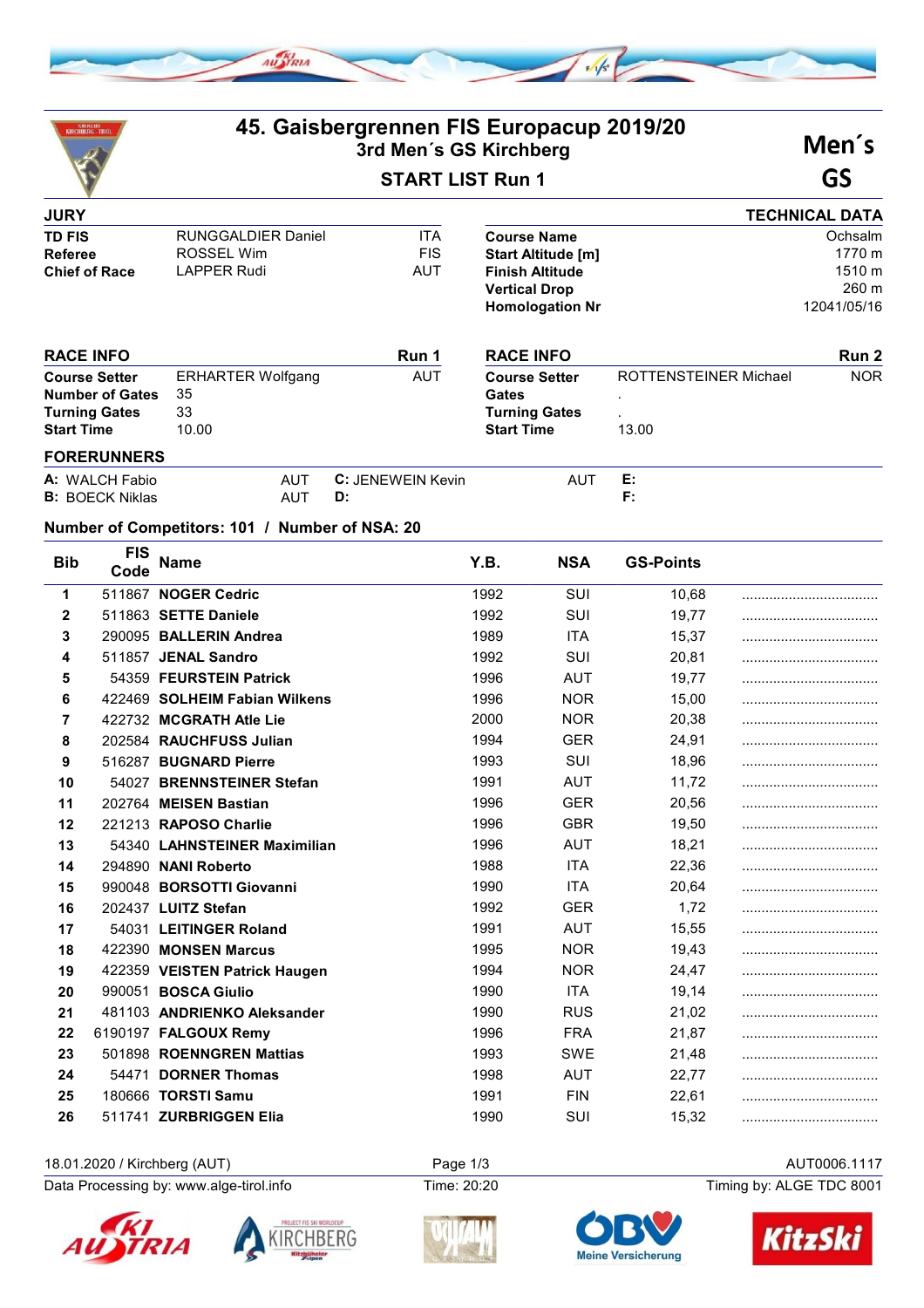# 45. Gaisbergrennen FIS Europacup 2019/20

## 3rd Men´s GS Kirchberg

## START LIST Run 1

**Men´s GS**

| JURY | | |
|---|---|---|
| **TD FIS** | RUNGGALDIER Daniel | ITA |
| **Referee** | ROSSEL Wim | FIS |
| **Chief of Race** | LAPPER Rudi | AUT |

| TECHNICAL DATA | |
|---|---|
| **Course Name** | Ochsalm |
| **Start Altitude [m]** | 1770 m |
| **Finish Altitude** | 1510 m |
| **Vertical Drop** | 260 m |
| **Homologation Nr** | 12041/05/16 |

| RACE INFO | | Run 1 |
|---|---|---|
| **Course Setter** | ERHARTER Wolfgang | AUT |
| **Number of Gates** | 35 | |
| **Turning Gates** | 33 | |
| **Start Time** | 10.00 | |

| RACE INFO | | Run 2 |
|---|---|---|
| **Course Setter** | ROTTENSTEINER Michael | NOR |
| **Gates** | . | |
| **Turning Gates** | . | |
| **Start Time** | 13.00 | |

**FORERUNNERS**

| | | | | | |
|---|---|---|---|---|---|
| **A:** WALCH Fabio | AUT | **C:** JENEWEIN Kevin | AUT | **E:** | |
| **B:** BOECK Niklas | AUT | **D:** | | **F:** | |

**Number of Competitors: 101 / Number of NSA: 20**

| Bib | FIS Code | Name | Y.B. | NSA | GS-Points | |
|---|---|---|---|---|---|---|
| **1** | 511867 | **NOGER Cedric** | 1992 | SUI | 10,68 | ................................... |
| **2** | 511863 | **SETTE Daniele** | 1992 | SUI | 19,77 | ................................... |
| **3** | 290095 | **BALLERIN Andrea** | 1989 | ITA | 15,37 | ................................... |
| **4** | 511857 | **JENAL Sandro** | 1992 | SUI | 20,81 | ................................... |
| **5** | 54359 | **FEURSTEIN Patrick** | 1996 | AUT | 19,77 | ................................... |
| **6** | 422469 | **SOLHEIM Fabian Wilkens** | 1996 | NOR | 15,00 | ................................... |
| **7** | 422732 | **MCGRATH Atle Lie** | 2000 | NOR | 20,38 | ................................... |
| **8** | 202584 | **RAUCHFUSS Julian** | 1994 | GER | 24,91 | ................................... |
| **9** | 516287 | **BUGNARD Pierre** | 1993 | SUI | 18,96 | ................................... |
| **10** | 54027 | **BRENNSTEINER Stefan** | 1991 | AUT | 11,72 | ................................... |
| **11** | 202764 | **MEISEN Bastian** | 1996 | GER | 20,56 | ................................... |
| **12** | 221213 | **RAPOSO Charlie** | 1996 | GBR | 19,50 | ................................... |
| **13** | 54340 | **LAHNSTEINER Maximilian** | 1996 | AUT | 18,21 | ................................... |
| **14** | 294890 | **NANI Roberto** | 1988 | ITA | 22,36 | ................................... |
| **15** | 990048 | **BORSOTTI Giovanni** | 1990 | ITA | 20,64 | ................................... |
| **16** | 202437 | **LUITZ Stefan** | 1992 | GER | 1,72 | ................................... |
| **17** | 54031 | **LEITINGER Roland** | 1991 | AUT | 15,55 | ................................... |
| **18** | 422390 | **MONSEN Marcus** | 1995 | NOR | 19,43 | ................................... |
| **19** | 422359 | **VEISTEN Patrick Haugen** | 1994 | NOR | 24,47 | ................................... |
| **20** | 990051 | **BOSCA Giulio** | 1990 | ITA | 19,14 | ................................... |
| **21** | 481103 | **ANDRIENKO Aleksander** | 1990 | RUS | 21,02 | ................................... |
| **22** | 6190197 | **FALGOUX Remy** | 1996 | FRA | 21,87 | ................................... |
| **23** | 501898 | **ROENNGREN Mattias** | 1993 | SWE | 21,48 | ................................... |
| **24** | 54471 | **DORNER Thomas** | 1998 | AUT | 22,77 | ................................... |
| **25** | 180666 | **TORSTI Samu** | 1991 | FIN | 22,61 | ................................... |
| **26** | 511741 | **ZURBRIGGEN Elia** | 1990 | SUI | 15,32 | ................................... |

18.01.2020 / Kirchberg (AUT) — AUT0006.1117

Data Processing by: www.alge-tirol.info — Time: 20:20 — Timing by: ALGE TDC 8001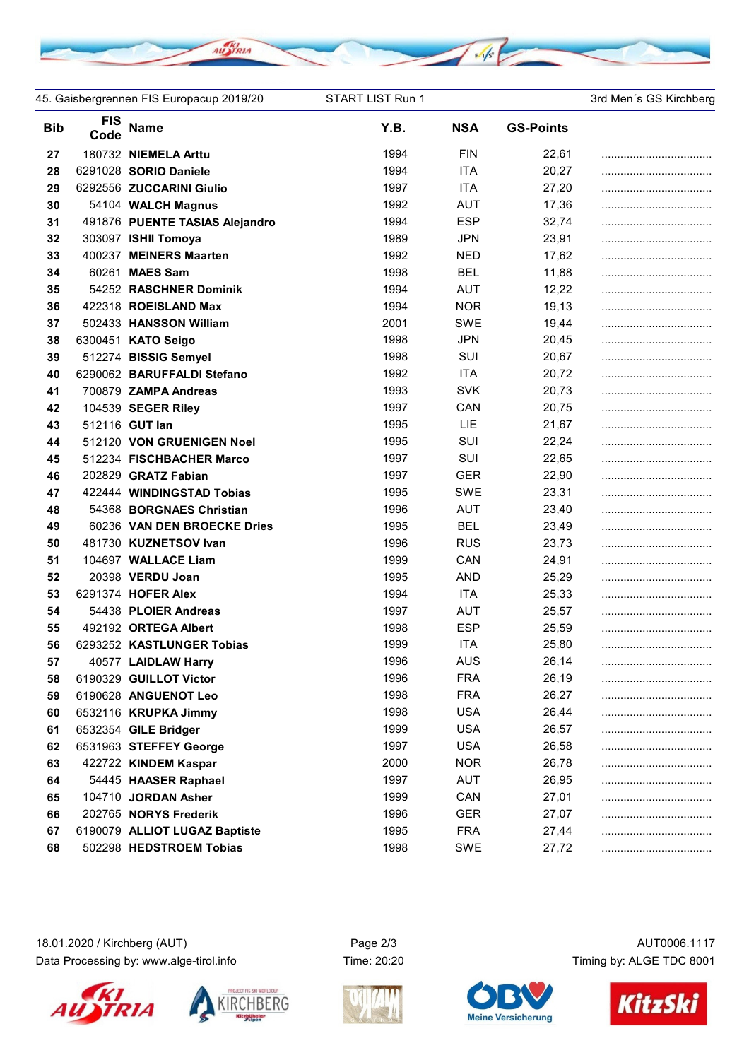45. Gaisbergrennen FIS Europacup 2019/20 — START LIST Run 1 — 3rd Men´s GS Kirchberg

| Bib | FIS Code | Name | Y.B. | NSA | GS-Points | |
|---|---|---|---|---|---|---|
| 27 | 180732 | **NIEMELA Arttu** | 1994 | FIN | 22,61 | ................................... |
| 28 | 6291028 | **SORIO Daniele** | 1994 | ITA | 20,27 | ................................... |
| 29 | 6292556 | **ZUCCARINI Giulio** | 1997 | ITA | 27,20 | ................................... |
| 30 | 54104 | **WALCH Magnus** | 1992 | AUT | 17,36 | ................................... |
| 31 | 491876 | **PUENTE TASIAS Alejandro** | 1994 | ESP | 32,74 | ................................... |
| 32 | 303097 | **ISHII Tomoya** | 1989 | JPN | 23,91 | ................................... |
| 33 | 400237 | **MEINERS Maarten** | 1992 | NED | 17,62 | ................................... |
| 34 | 60261 | **MAES Sam** | 1998 | BEL | 11,88 | ................................... |
| 35 | 54252 | **RASCHNER Dominik** | 1994 | AUT | 12,22 | ................................... |
| 36 | 422318 | **ROEISLAND Max** | 1994 | NOR | 19,13 | ................................... |
| 37 | 502433 | **HANSSON William** | 2001 | SWE | 19,44 | ................................... |
| 38 | 6300451 | **KATO Seigo** | 1998 | JPN | 20,45 | ................................... |
| 39 | 512274 | **BISSIG Semyel** | 1998 | SUI | 20,67 | ................................... |
| 40 | 6290062 | **BARUFFALDI Stefano** | 1992 | ITA | 20,72 | ................................... |
| 41 | 700879 | **ZAMPA Andreas** | 1993 | SVK | 20,73 | ................................... |
| 42 | 104539 | **SEGER Riley** | 1997 | CAN | 20,75 | ................................... |
| 43 | 512116 | **GUT Ian** | 1995 | LIE | 21,67 | ................................... |
| 44 | 512120 | **VON GRUENIGEN Noel** | 1995 | SUI | 22,24 | ................................... |
| 45 | 512234 | **FISCHBACHER Marco** | 1997 | SUI | 22,65 | ................................... |
| 46 | 202829 | **GRATZ Fabian** | 1997 | GER | 22,90 | ................................... |
| 47 | 422444 | **WINDINGSTAD Tobias** | 1995 | SWE | 23,31 | ................................... |
| 48 | 54368 | **BORGNAES Christian** | 1996 | AUT | 23,40 | ................................... |
| 49 | 60236 | **VAN DEN BROECKE Dries** | 1995 | BEL | 23,49 | ................................... |
| 50 | 481730 | **KUZNETSOV Ivan** | 1996 | RUS | 23,73 | ................................... |
| 51 | 104697 | **WALLACE Liam** | 1999 | CAN | 24,91 | ................................... |
| 52 | 20398 | **VERDU Joan** | 1995 | AND | 25,29 | ................................... |
| 53 | 6291374 | **HOFER Alex** | 1994 | ITA | 25,33 | ................................... |
| 54 | 54438 | **PLOIER Andreas** | 1997 | AUT | 25,57 | ................................... |
| 55 | 492192 | **ORTEGA Albert** | 1998 | ESP | 25,59 | ................................... |
| 56 | 6293252 | **KASTLUNGER Tobias** | 1999 | ITA | 25,80 | ................................... |
| 57 | 40577 | **LAIDLAW Harry** | 1996 | AUS | 26,14 | ................................... |
| 58 | 6190329 | **GUILLOT Victor** | 1996 | FRA | 26,19 | ................................... |
| 59 | 6190628 | **ANGUENOT Leo** | 1998 | FRA | 26,27 | ................................... |
| 60 | 6532116 | **KRUPKA Jimmy** | 1998 | USA | 26,44 | ................................... |
| 61 | 6532354 | **GILE Bridger** | 1999 | USA | 26,57 | ................................... |
| 62 | 6531963 | **STEFFEY George** | 1997 | USA | 26,58 | ................................... |
| 63 | 422722 | **KINDEM Kaspar** | 2000 | NOR | 26,78 | ................................... |
| 64 | 54445 | **HAASER Raphael** | 1997 | AUT | 26,95 | ................................... |
| 65 | 104710 | **JORDAN Asher** | 1999 | CAN | 27,01 | ................................... |
| 66 | 202765 | **NORYS Frederik** | 1996 | GER | 27,07 | ................................... |
| 67 | 6190079 | **ALLIOT LUGAZ Baptiste** | 1995 | FRA | 27,44 | ................................... |
| 68 | 502298 | **HEDSTROEM Tobias** | 1998 | SWE | 27,72 | ................................... |

18.01.2020 / Kirchberg (AUT) — AUT0006.1117

Data Processing by: www.alge-tirol.info — Time: 20:20 — Timing by: ALGE TDC 8001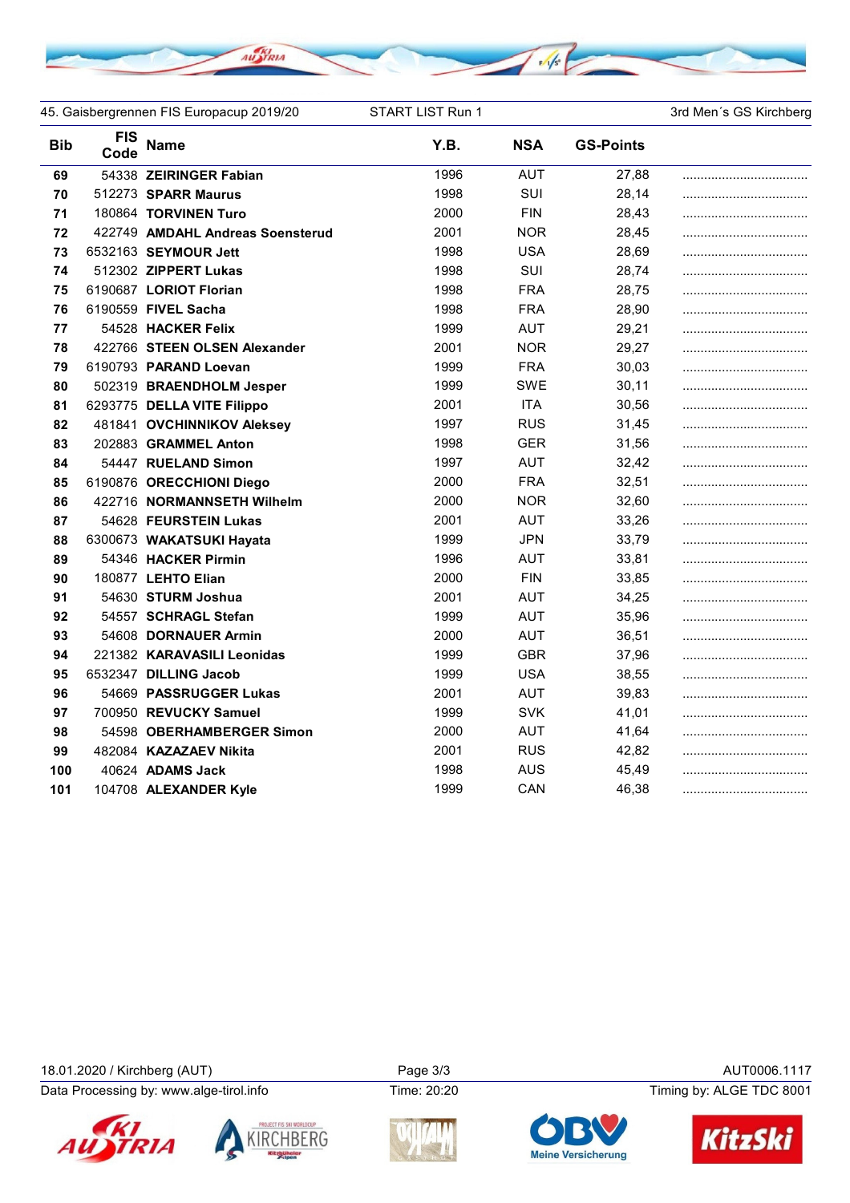45. Gaisbergrennen FIS Europacup 2019/20 START LIST Run 1 3rd Men´s GS Kirchberg

| Bib | FIS Code | Name | Y.B. | NSA | GS-Points | |
|---|---|---|---|---|---|---|
| 69 | 54338 | **ZEIRINGER Fabian** | 1996 | AUT | 27,88 | ................................... |
| 70 | 512273 | **SPARR Maurus** | 1998 | SUI | 28,14 | ................................... |
| 71 | 180864 | **TORVINEN Turo** | 2000 | FIN | 28,43 | ................................... |
| 72 | 422749 | **AMDAHL Andreas Soensterud** | 2001 | NOR | 28,45 | ................................... |
| 73 | 6532163 | **SEYMOUR Jett** | 1998 | USA | 28,69 | ................................... |
| 74 | 512302 | **ZIPPERT Lukas** | 1998 | SUI | 28,74 | ................................... |
| 75 | 6190687 | **LORIOT Florian** | 1998 | FRA | 28,75 | ................................... |
| 76 | 6190559 | **FIVEL Sacha** | 1998 | FRA | 28,90 | ................................... |
| 77 | 54528 | **HACKER Felix** | 1999 | AUT | 29,21 | ................................... |
| 78 | 422766 | **STEEN OLSEN Alexander** | 2001 | NOR | 29,27 | ................................... |
| 79 | 6190793 | **PARAND Loevan** | 1999 | FRA | 30,03 | ................................... |
| 80 | 502319 | **BRAENDHOLM Jesper** | 1999 | SWE | 30,11 | ................................... |
| 81 | 6293775 | **DELLA VITE Filippo** | 2001 | ITA | 30,56 | ................................... |
| 82 | 481841 | **OVCHINNIKOV Aleksey** | 1997 | RUS | 31,45 | ................................... |
| 83 | 202883 | **GRAMMEL Anton** | 1998 | GER | 31,56 | ................................... |
| 84 | 54447 | **RUELAND Simon** | 1997 | AUT | 32,42 | ................................... |
| 85 | 6190876 | **ORECCHIONI Diego** | 2000 | FRA | 32,51 | ................................... |
| 86 | 422716 | **NORMANNSETH Wilhelm** | 2000 | NOR | 32,60 | ................................... |
| 87 | 54628 | **FEURSTEIN Lukas** | 2001 | AUT | 33,26 | ................................... |
| 88 | 6300673 | **WAKATSUKI Hayata** | 1999 | JPN | 33,79 | ................................... |
| 89 | 54346 | **HACKER Pirmin** | 1996 | AUT | 33,81 | ................................... |
| 90 | 180877 | **LEHTO Elian** | 2000 | FIN | 33,85 | ................................... |
| 91 | 54630 | **STURM Joshua** | 2001 | AUT | 34,25 | ................................... |
| 92 | 54557 | **SCHRAGL Stefan** | 1999 | AUT | 35,96 | ................................... |
| 93 | 54608 | **DORNAUER Armin** | 2000 | AUT | 36,51 | ................................... |
| 94 | 221382 | **KARAVASILI Leonidas** | 1999 | GBR | 37,96 | ................................... |
| 95 | 6532347 | **DILLING Jacob** | 1999 | USA | 38,55 | ................................... |
| 96 | 54669 | **PASSRUGGER Lukas** | 2001 | AUT | 39,83 | ................................... |
| 97 | 700950 | **REVUCKY Samuel** | 1999 | SVK | 41,01 | ................................... |
| 98 | 54598 | **OBERHAMBERGER Simon** | 2000 | AUT | 41,64 | ................................... |
| 99 | 482084 | **KAZAZAEV Nikita** | 2001 | RUS | 42,82 | ................................... |
| 100 | 40624 | **ADAMS Jack** | 1998 | AUS | 45,49 | ................................... |
| 101 | 104708 | **ALEXANDER Kyle** | 1999 | CAN | 46,38 | ................................... |

18.01.2020 / Kirchberg (AUT) AUT0006.1117

Data Processing by: www.alge-tirol.info Time: 20:20 Timing by: ALGE TDC 8001